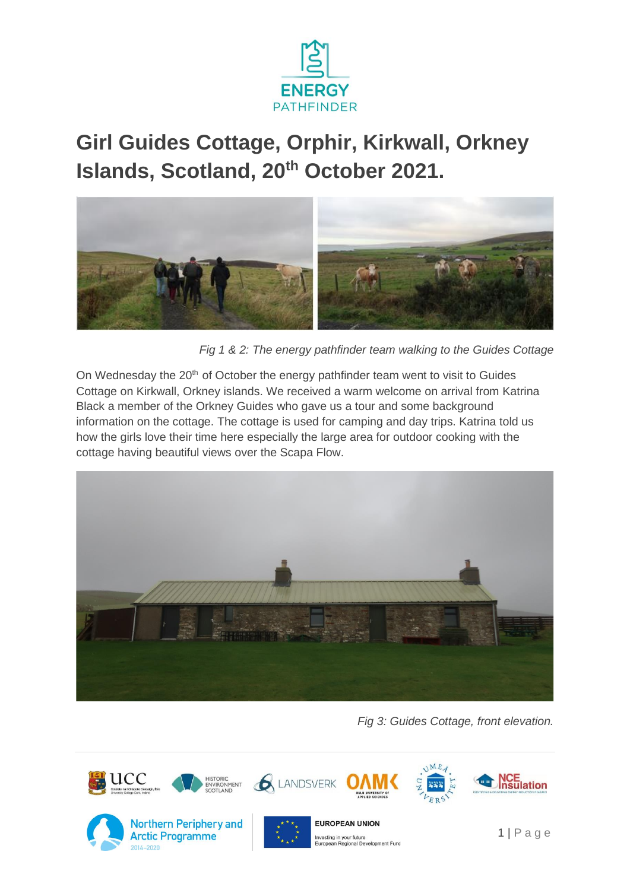# Girl Guides Cottage, Orphir, Kirkwall, Orkney Islands, Scotland, 20th October 2021.

*Fig 1 & 2: The energy pathfinder team walking to the Guides Cottage*

On Wednesday the 20th of October the energy pathfinder team went to visit to Guides Cottage on Kirkwall, Orkney islands. We received a warm welcome on arrival from Katrina Black a member of the Orkney Guides who gave us a tour and some background information on the cottage. The cottage is used for camping and day trips. Katrina told us how the girls love their time here especially the large area for outdoor cooking with the cottage having beautiful views over the Scapa Flow.

*Fig 3: Guides Cottage, front elevation.*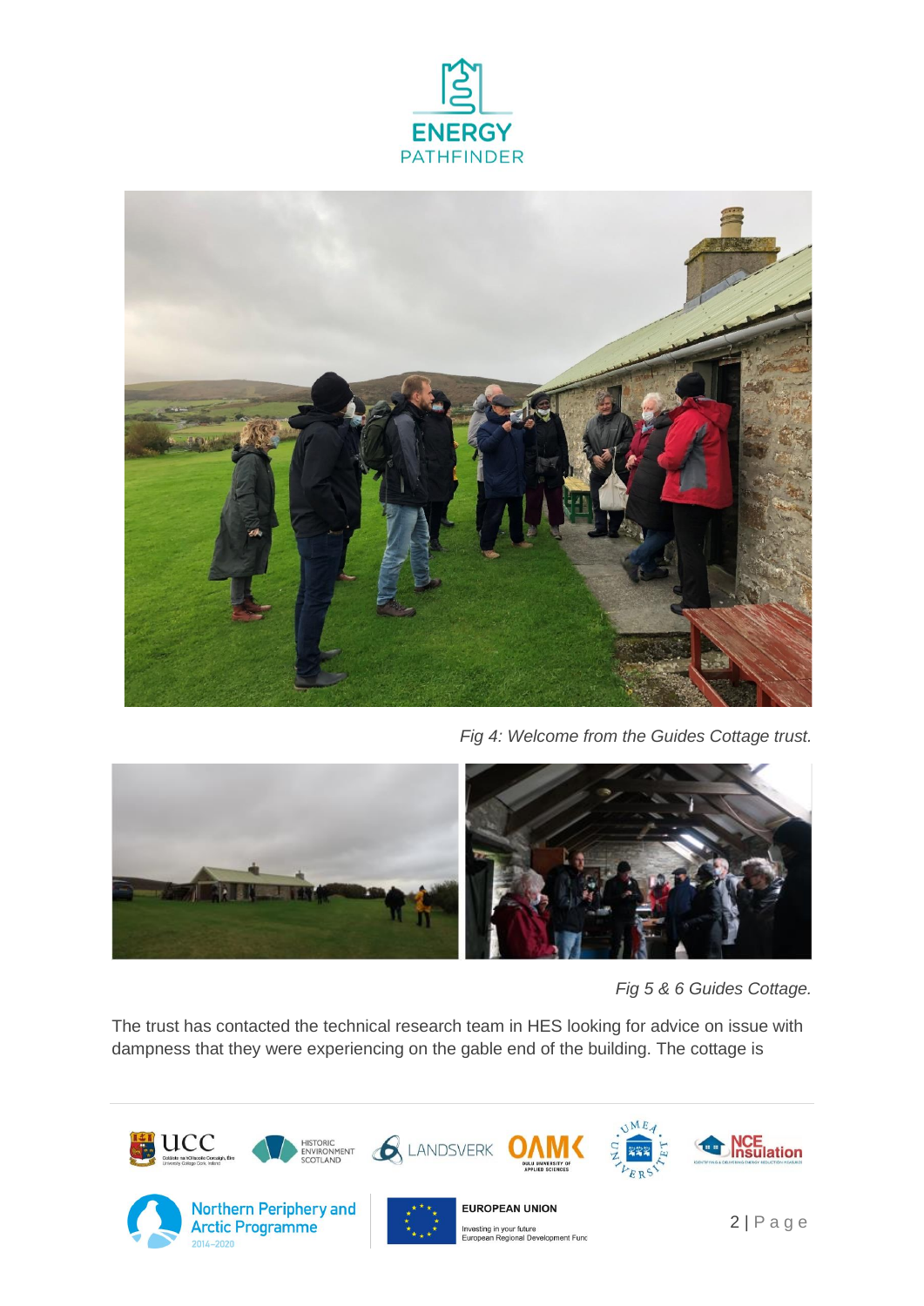*Fig 4: Welcome from the Guides Cottage trust.*

*Fig 5 & 6 Guides Cottage.*

The trust has contacted the technical research team in HES looking for advice on issue with dampness that they were experiencing on the gable end of the building. The cottage is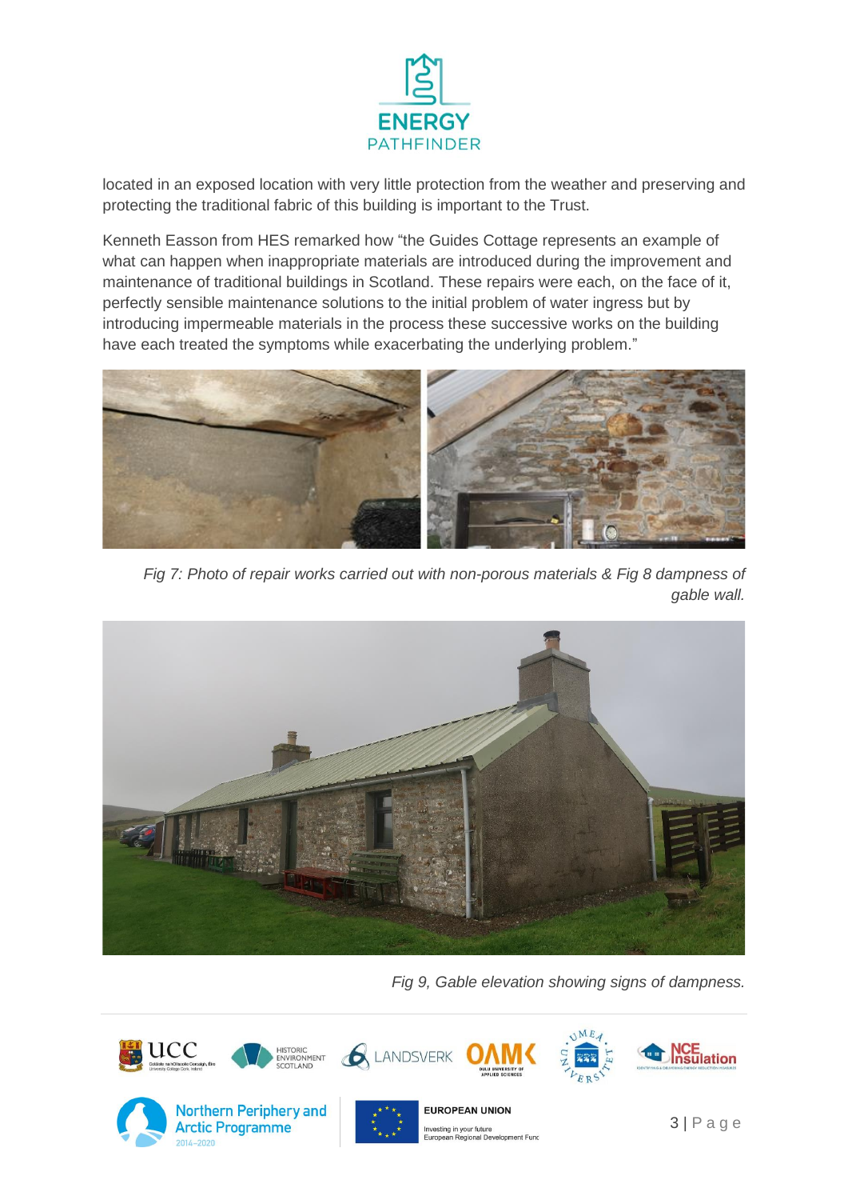located in an exposed location with very little protection from the weather and preserving and protecting the traditional fabric of this building is important to the Trust.

Kenneth Easson from HES remarked how "the Guides Cottage represents an example of what can happen when inappropriate materials are introduced during the improvement and maintenance of traditional buildings in Scotland. These repairs were each, on the face of it, perfectly sensible maintenance solutions to the initial problem of water ingress but by introducing impermeable materials in the process these successive works on the building have each treated the symptoms while exacerbating the underlying problem."

*Fig 7: Photo of repair works carried out with non-porous materials & Fig 8 dampness of gable wall.*

*Fig 9, Gable elevation showing signs of dampness.*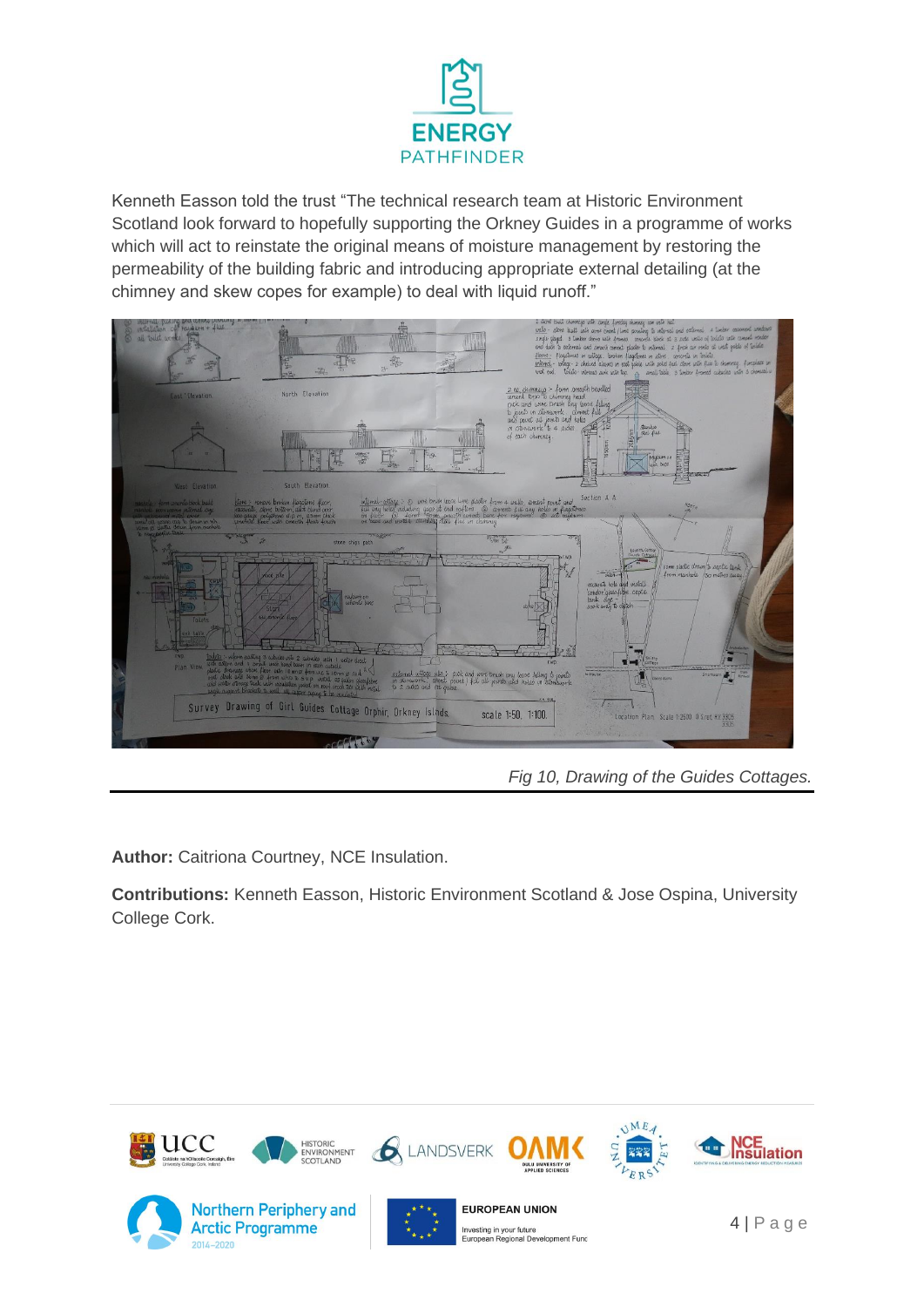Kenneth Easson told the trust "The technical research team at Historic Environment Scotland look forward to hopefully supporting the Orkney Guides in a programme of works which will act to reinstate the original means of moisture management by restoring the permeability of the building fabric and introducing appropriate external detailing (at the chimney and skew copes for example) to deal with liquid runoff."

*Fig 10, Drawing of the Guides Cottages.*

**Author:** Caitriona Courtney, NCE Insulation.

**Contributions:** Kenneth Easson, Historic Environment Scotland & Jose Ospina, University College Cork.